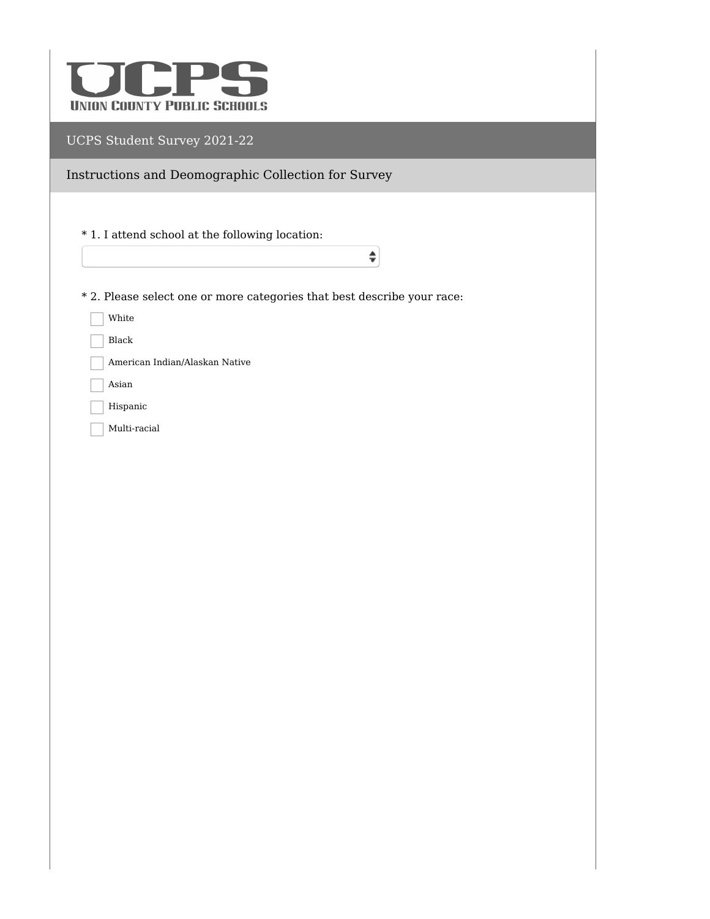UCPS

UNION COUNTY PUBLIC SCHOOLS

# UCPS Student Survey 2021-22

## Instructions and Deomographic Collection for Survey

* 1. I attend school at the following location:

* 2. Please select one or more categories that best describe your race:

- [ ] White
- [ ] Black
- [ ] American Indian/Alaskan Native
- [ ] Asian
- [ ] Hispanic
- [ ] Multi-racial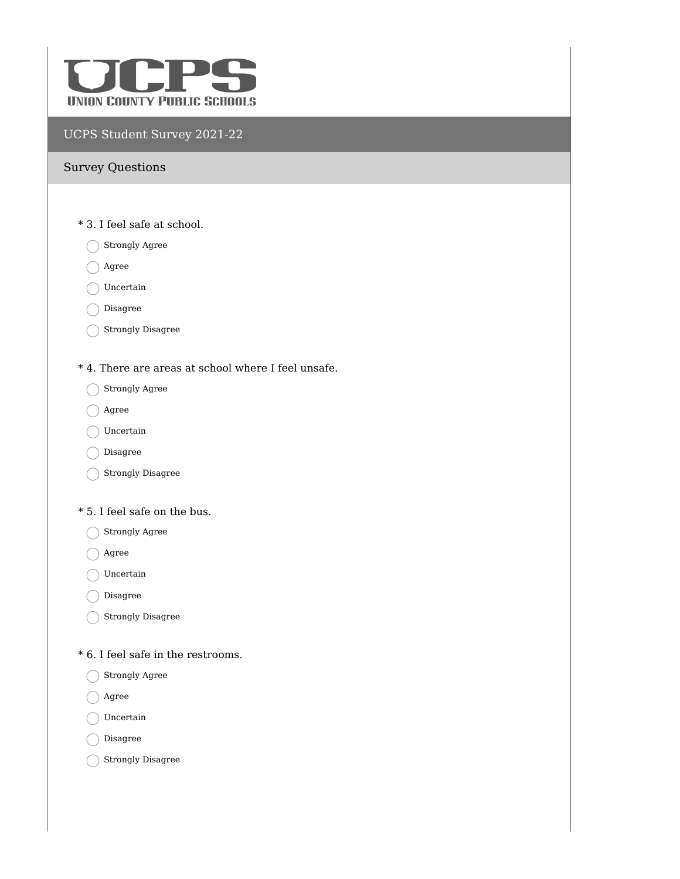UCPS

UNION COUNTY PUBLIC SCHOOLS

## UCPS Student Survey 2021-22

### Survey Questions

\* 3. I feel safe at school.

- Strongly Agree
- Agree
- Uncertain
- Disagree
- Strongly Disagree

\* 4. There are areas at school where I feel unsafe.

- Strongly Agree
- Agree
- Uncertain
- Disagree
- Strongly Disagree

\* 5. I feel safe on the bus.

- Strongly Agree
- Agree
- Uncertain
- Disagree
- Strongly Disagree

\* 6. I feel safe in the restrooms.

- Strongly Agree
- Agree
- Uncertain
- Disagree
- Strongly Disagree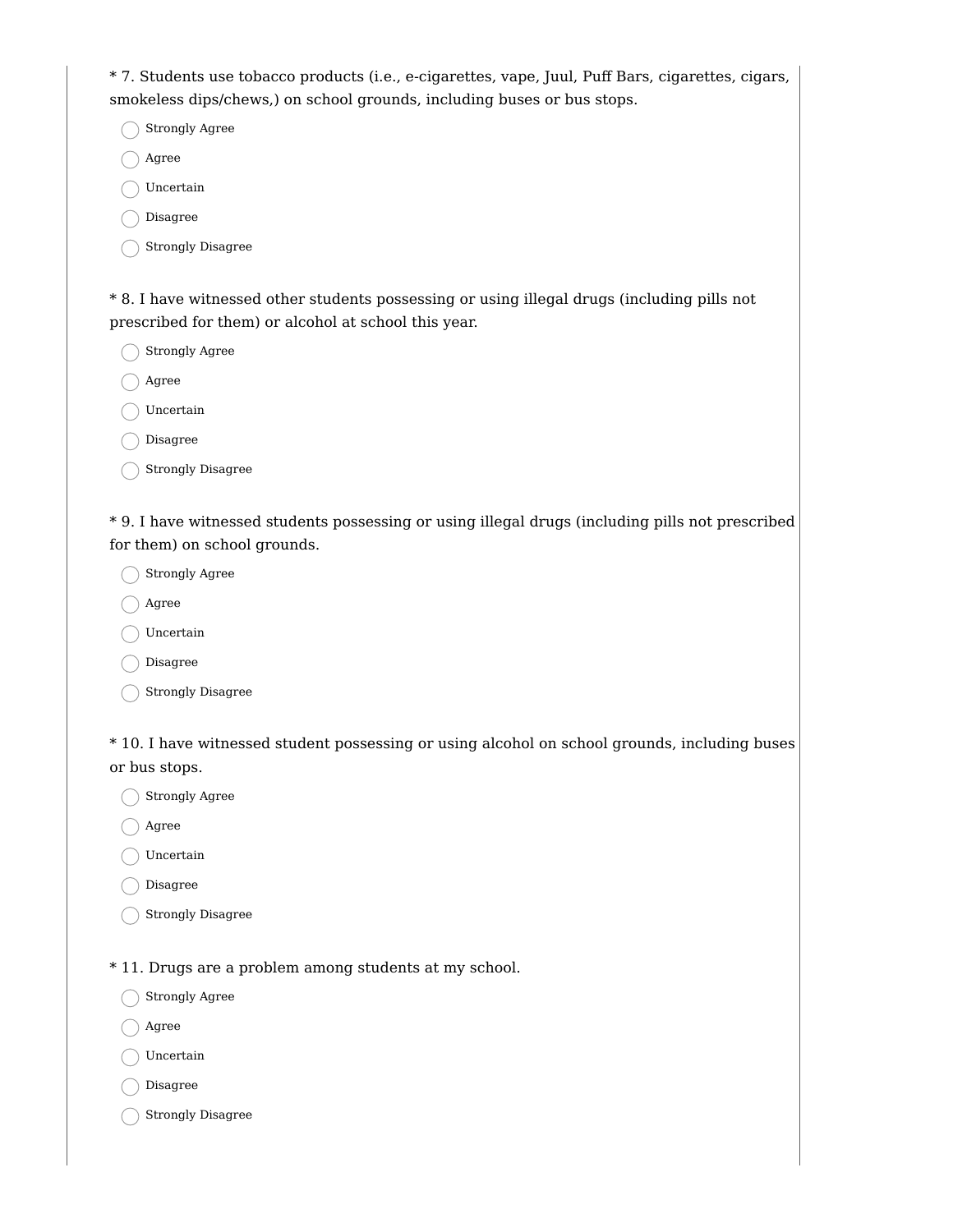* 7. Students use tobacco products (i.e., e-cigarettes, vape, Juul, Puff Bars, cigarettes, cigars, smokeless dips/chews,) on school grounds, including buses or bus stops.

- Strongly Agree
- Agree
- Uncertain
- Disagree
- Strongly Disagree

* 8. I have witnessed other students possessing or using illegal drugs (including pills not prescribed for them) or alcohol at school this year.

- Strongly Agree
- Agree
- Uncertain
- Disagree
- Strongly Disagree

* 9. I have witnessed students possessing or using illegal drugs (including pills not prescribed for them) on school grounds.

- Strongly Agree
- Agree
- Uncertain
- Disagree
- Strongly Disagree

* 10. I have witnessed student possessing or using alcohol on school grounds, including buses or bus stops.

- Strongly Agree
- Agree
- Uncertain
- Disagree
- Strongly Disagree

* 11. Drugs are a problem among students at my school.

- Strongly Agree
- Agree
- Uncertain
- Disagree
- Strongly Disagree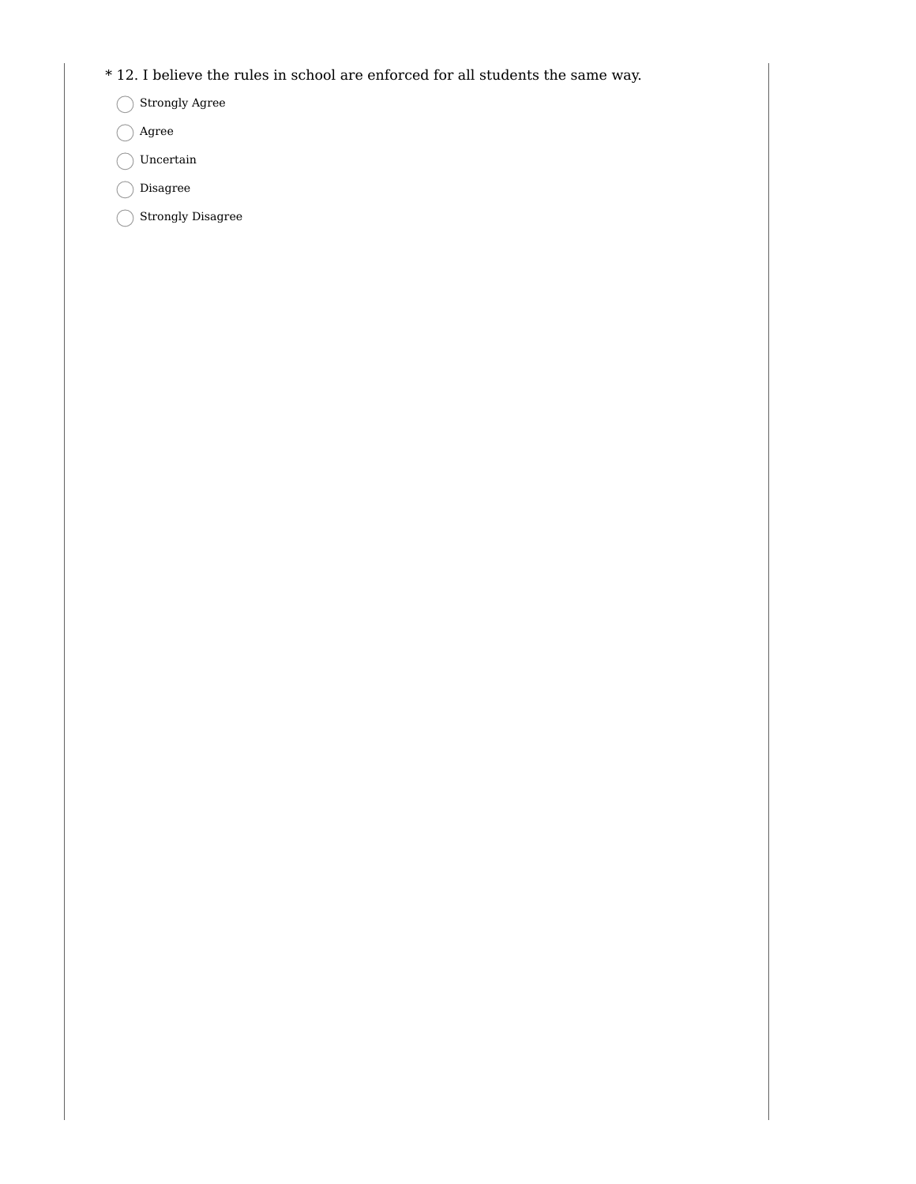* 12. I believe the rules in school are enforced for all students the same way.

- Strongly Agree
- Agree
- Uncertain
- Disagree
- Strongly Disagree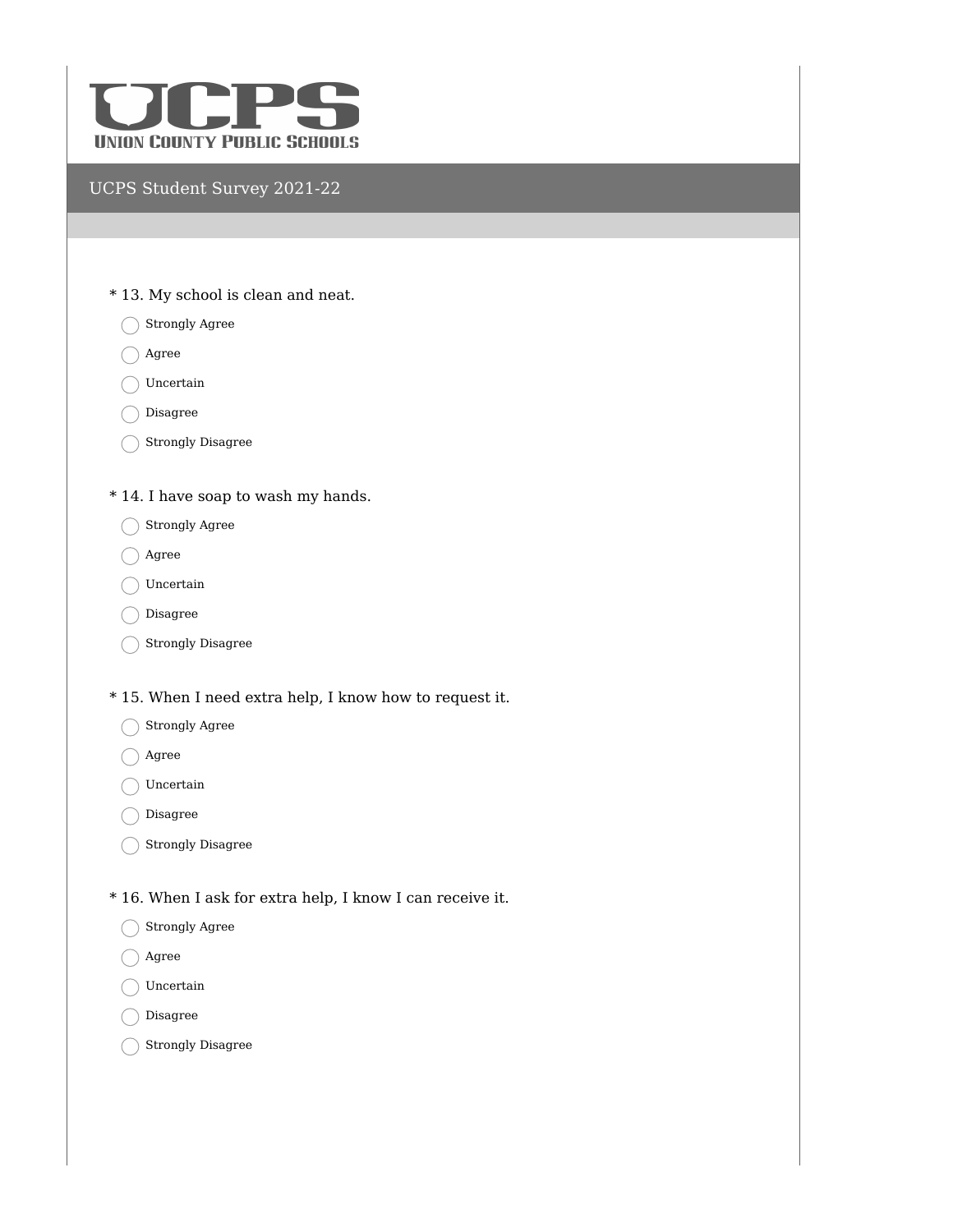UCPS
UNION COUNTY PUBLIC SCHOOLS

UCPS Student Survey 2021-22

* 13. My school is clean and neat.

- Strongly Agree
- Agree
- Uncertain
- Disagree
- Strongly Disagree

* 14. I have soap to wash my hands.

- Strongly Agree
- Agree
- Uncertain
- Disagree
- Strongly Disagree

* 15. When I need extra help, I know how to request it.

- Strongly Agree
- Agree
- Uncertain
- Disagree
- Strongly Disagree

* 16. When I ask for extra help, I know I can receive it.

- Strongly Agree
- Agree
- Uncertain
- Disagree
- Strongly Disagree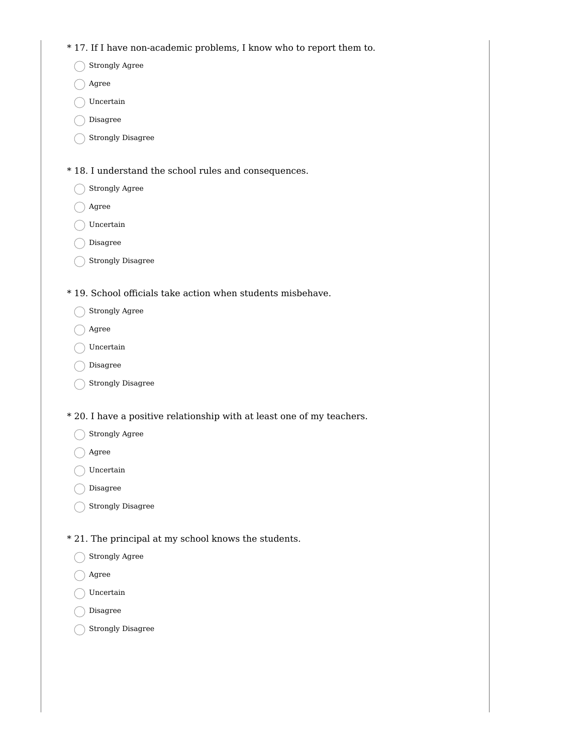* 17. If I have non-academic problems, I know who to report them to.

- ◯ Strongly Agree
- ◯ Agree
- ◯ Uncertain
- ◯ Disagree
- ◯ Strongly Disagree

* 18. I understand the school rules and consequences.

- ◯ Strongly Agree
- ◯ Agree
- ◯ Uncertain
- ◯ Disagree
- ◯ Strongly Disagree

* 19. School officials take action when students misbehave.

- ◯ Strongly Agree
- ◯ Agree
- ◯ Uncertain
- ◯ Disagree
- ◯ Strongly Disagree

* 20. I have a positive relationship with at least one of my teachers.

- ◯ Strongly Agree
- ◯ Agree
- ◯ Uncertain
- ◯ Disagree
- ◯ Strongly Disagree

* 21. The principal at my school knows the students.

- ◯ Strongly Agree
- ◯ Agree
- ◯ Uncertain
- ◯ Disagree
- ◯ Strongly Disagree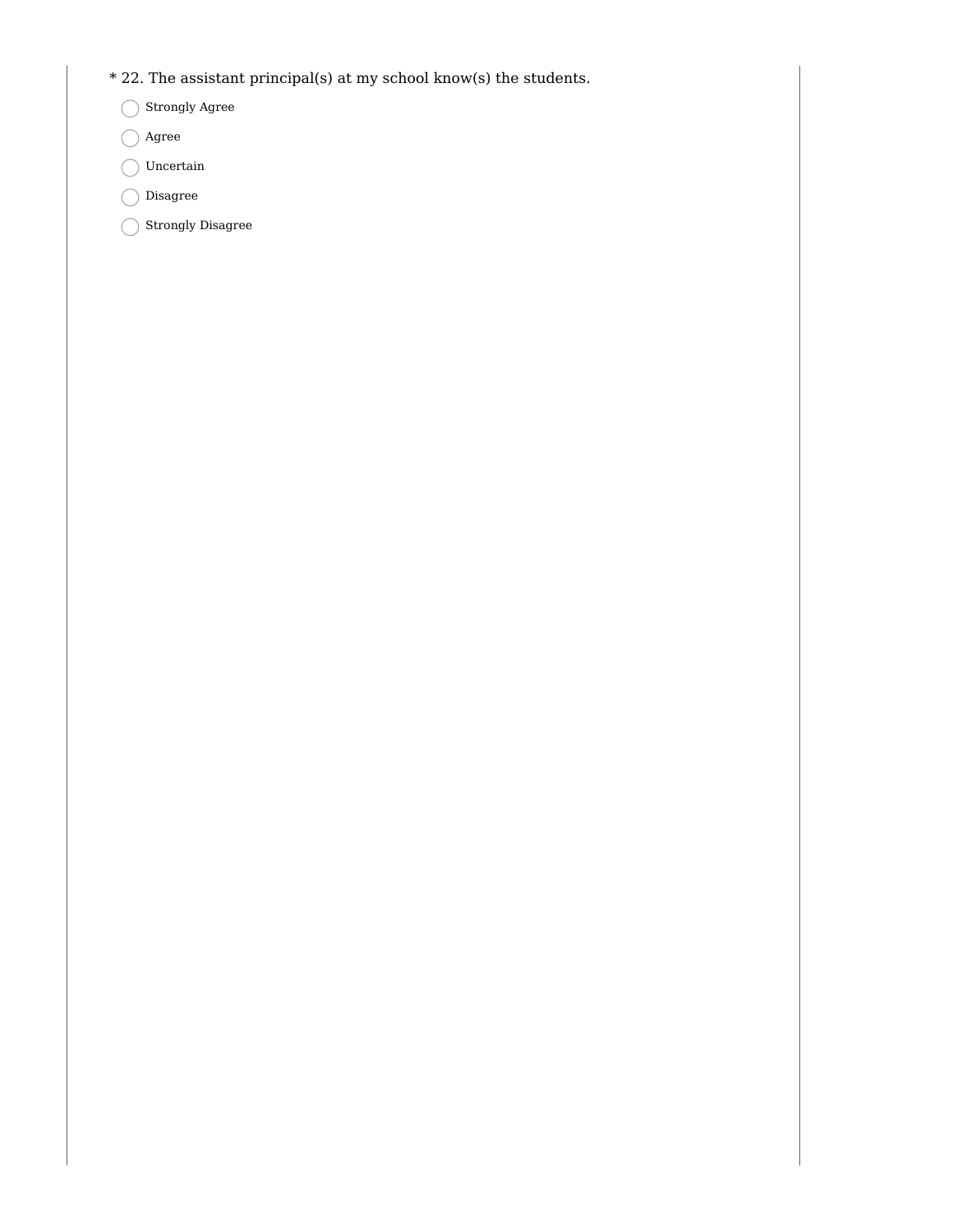* 22. The assistant principal(s) at my school know(s) the students.

- Strongly Agree
- Agree
- Uncertain
- Disagree
- Strongly Disagree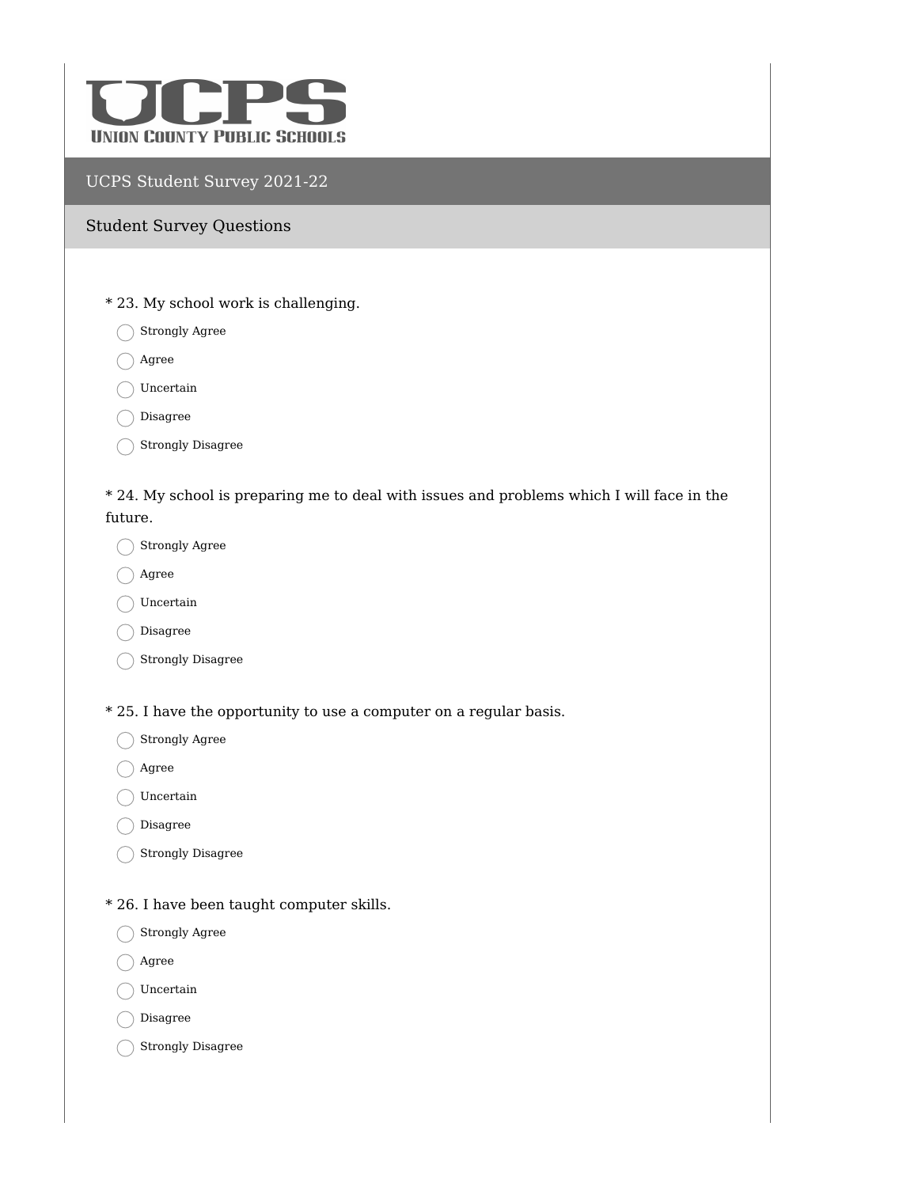UCPS
UNION COUNTY PUBLIC SCHOOLS

## UCPS Student Survey 2021-22

### Student Survey Questions

* 23. My school work is challenging.

- Strongly Agree
- Agree
- Uncertain
- Disagree
- Strongly Disagree

* 24. My school is preparing me to deal with issues and problems which I will face in the future.

- Strongly Agree
- Agree
- Uncertain
- Disagree
- Strongly Disagree

* 25. I have the opportunity to use a computer on a regular basis.

- Strongly Agree
- Agree
- Uncertain
- Disagree
- Strongly Disagree

* 26. I have been taught computer skills.

- Strongly Agree
- Agree
- Uncertain
- Disagree
- Strongly Disagree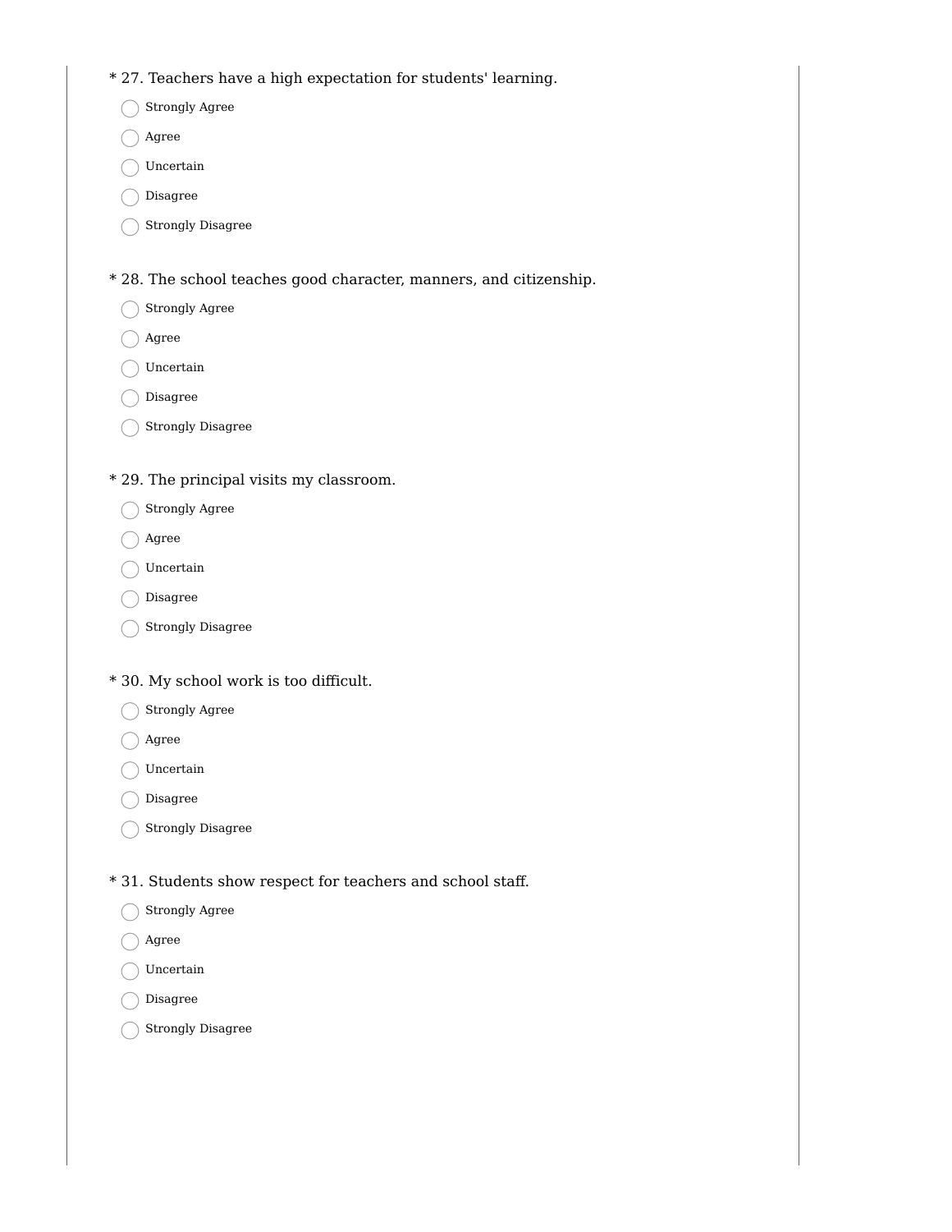* 27. Teachers have a high expectation for students' learning.

- ◯ Strongly Agree
- ◯ Agree
- ◯ Uncertain
- ◯ Disagree
- ◯ Strongly Disagree

* 28. The school teaches good character, manners, and citizenship.

- ◯ Strongly Agree
- ◯ Agree
- ◯ Uncertain
- ◯ Disagree
- ◯ Strongly Disagree

* 29. The principal visits my classroom.

- ◯ Strongly Agree
- ◯ Agree
- ◯ Uncertain
- ◯ Disagree
- ◯ Strongly Disagree

* 30. My school work is too difficult.

- ◯ Strongly Agree
- ◯ Agree
- ◯ Uncertain
- ◯ Disagree
- ◯ Strongly Disagree

* 31. Students show respect for teachers and school staff.

- ◯ Strongly Agree
- ◯ Agree
- ◯ Uncertain
- ◯ Disagree
- ◯ Strongly Disagree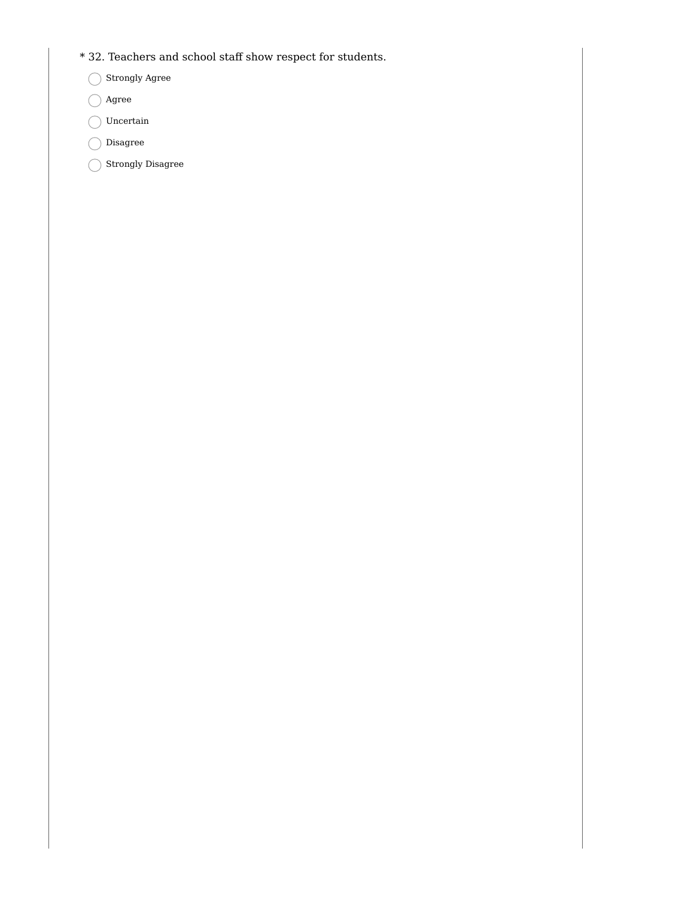* 32. Teachers and school staff show respect for students.

- Strongly Agree
- Agree
- Uncertain
- Disagree
- Strongly Disagree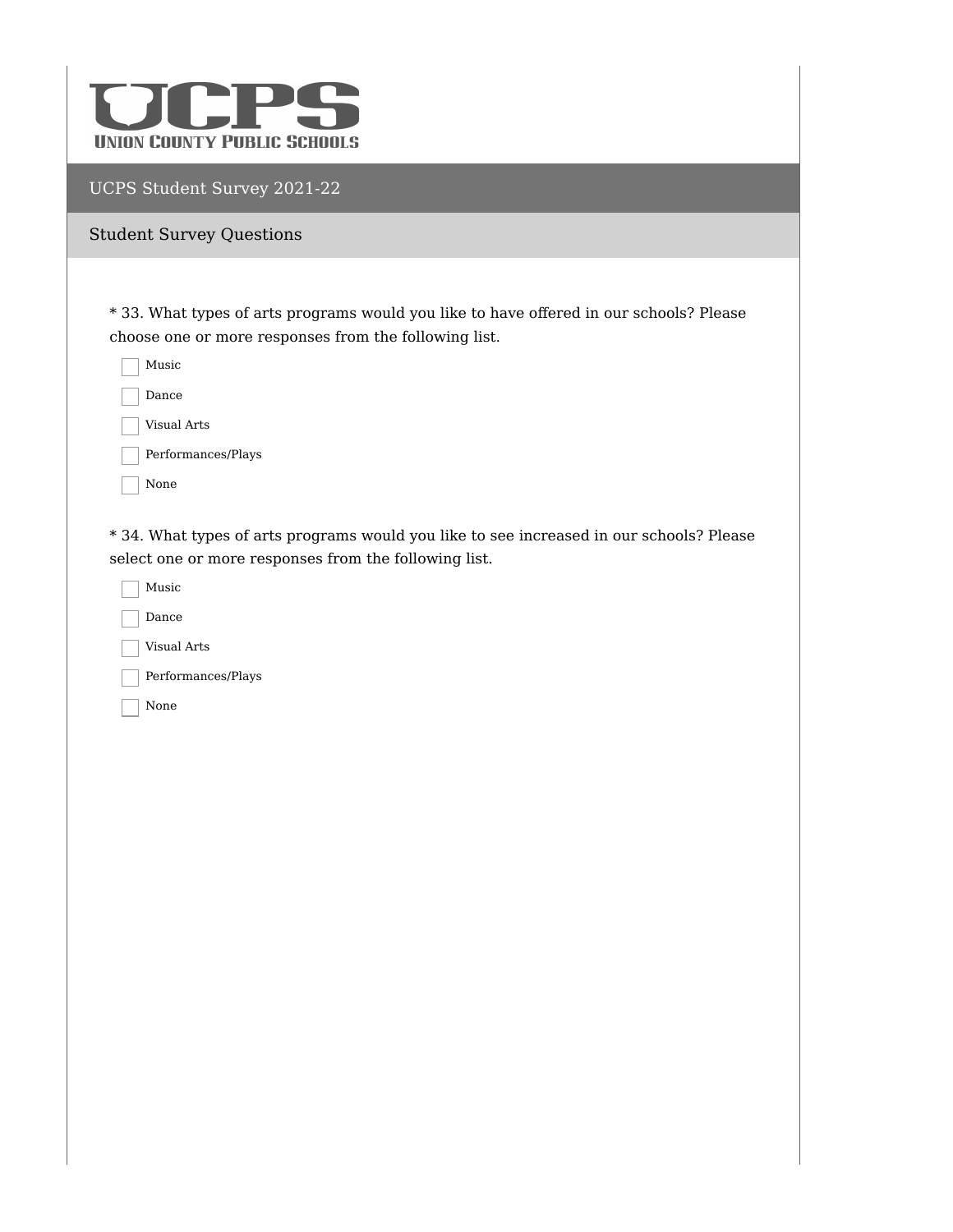UCPS

UNION COUNTY PUBLIC SCHOOLS

## UCPS Student Survey 2021-22

### Student Survey Questions

* 33. What types of arts programs would you like to have offered in our schools? Please choose one or more responses from the following list.

- [ ] Music
- [ ] Dance
- [ ] Visual Arts
- [ ] Performances/Plays
- [ ] None

* 34. What types of arts programs would you like to see increased in our schools? Please select one or more responses from the following list.

- [ ] Music
- [ ] Dance
- [ ] Visual Arts
- [ ] Performances/Plays
- [ ] None